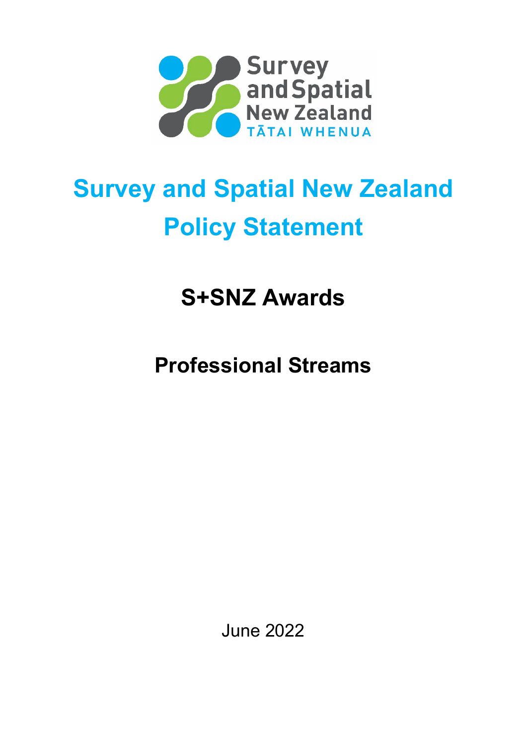# Survey and Spatial New Zealand Policy Statement

## S+SNZ Awards

## Professional Streams

June 2022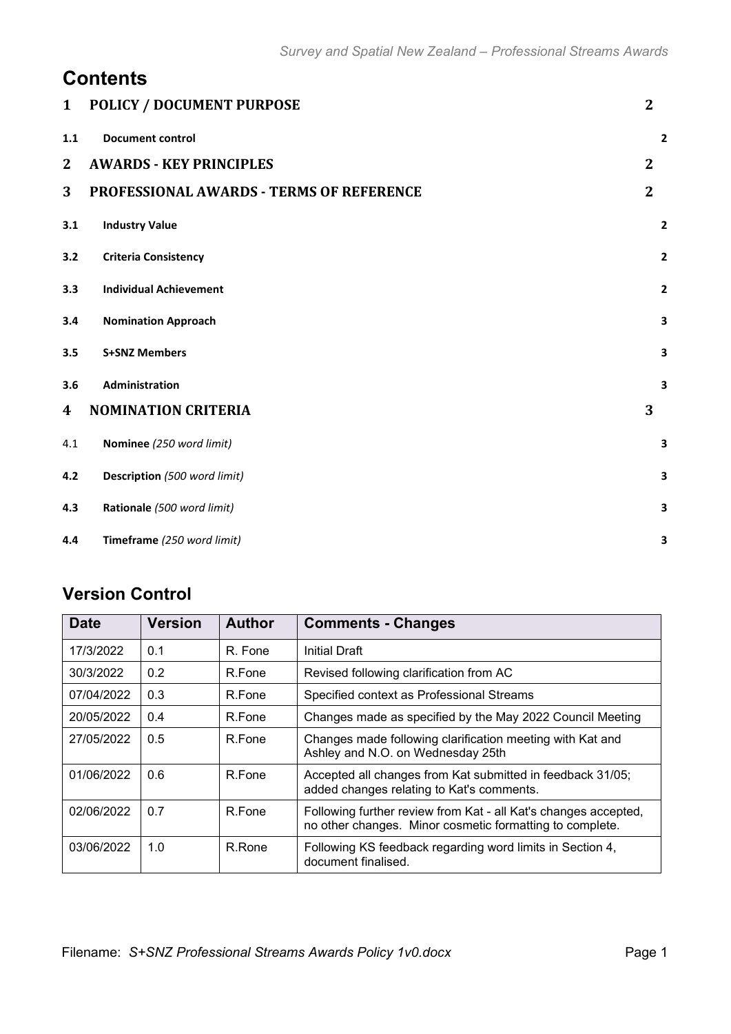# Contents

| | | |
|---|---|---|
| **1** | **POLICY / DOCUMENT PURPOSE** | **2** |
| **1.1** | **Document control** | **2** |
| **2** | **AWARDS - KEY PRINCIPLES** | **2** |
| **3** | **PROFESSIONAL AWARDS - TERMS OF REFERENCE** | **2** |
| **3.1** | **Industry Value** | **2** |
| **3.2** | **Criteria Consistency** | **2** |
| **3.3** | **Individual Achievement** | **2** |
| **3.4** | **Nomination Approach** | **3** |
| **3.5** | **S+SNZ Members** | **3** |
| **3.6** | **Administration** | **3** |
| **4** | **NOMINATION CRITERIA** | **3** |
| 4.1 | **Nominee** *(250 word limit)* | **3** |
| **4.2** | **Description** *(500 word limit)* | **3** |
| **4.3** | **Rationale** *(500 word limit)* | **3** |
| **4.4** | **Timeframe** *(250 word limit)* | **3** |

## Version Control

| Date | Version | Author | Comments - Changes |
|---|---|---|---|
| 17/3/2022 | 0.1 | R. Fone | Initial Draft |
| 30/3/2022 | 0.2 | R.Fone | Revised following clarification from AC |
| 07/04/2022 | 0.3 | R.Fone | Specified context as Professional Streams |
| 20/05/2022 | 0.4 | R.Fone | Changes made as specified by the May 2022 Council Meeting |
| 27/05/2022 | 0.5 | R.Fone | Changes made following clarification meeting with Kat and Ashley and N.O. on Wednesday 25th |
| 01/06/2022 | 0.6 | R.Fone | Accepted all changes from Kat submitted in feedback 31/05; added changes relating to Kat's comments. |
| 02/06/2022 | 0.7 | R.Fone | Following further review from Kat - all Kat's changes accepted, no other changes. Minor cosmetic formatting to complete. |
| 03/06/2022 | 1.0 | R.Rone | Following KS feedback regarding word limits in Section 4, document finalised. |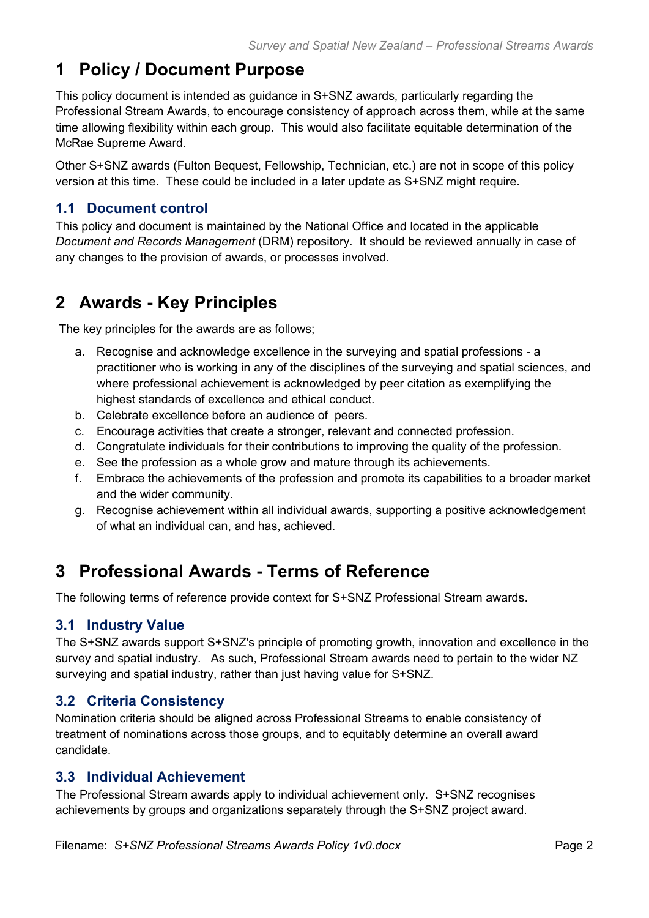# 1 Policy / Document Purpose

This policy document is intended as guidance in S+SNZ awards, particularly regarding the Professional Stream Awards, to encourage consistency of approach across them, while at the same time allowing flexibility within each group. This would also facilitate equitable determination of the McRae Supreme Award.

Other S+SNZ awards (Fulton Bequest, Fellowship, Technician, etc.) are not in scope of this policy version at this time. These could be included in a later update as S+SNZ might require.

## 1.1 Document control

This policy and document is maintained by the National Office and located in the applicable *Document and Records Management* (DRM) repository. It should be reviewed annually in case of any changes to the provision of awards, or processes involved.

# 2 Awards - Key Principles

The key principles for the awards are as follows;

a. Recognise and acknowledge excellence in the surveying and spatial professions - a practitioner who is working in any of the disciplines of the surveying and spatial sciences, and where professional achievement is acknowledged by peer citation as exemplifying the highest standards of excellence and ethical conduct.
b. Celebrate excellence before an audience of peers.
c. Encourage activities that create a stronger, relevant and connected profession.
d. Congratulate individuals for their contributions to improving the quality of the profession.
e. See the profession as a whole grow and mature through its achievements.
f. Embrace the achievements of the profession and promote its capabilities to a broader market and the wider community.
g. Recognise achievement within all individual awards, supporting a positive acknowledgement of what an individual can, and has, achieved.

# 3 Professional Awards - Terms of Reference

The following terms of reference provide context for S+SNZ Professional Stream awards.

## 3.1 Industry Value

The S+SNZ awards support S+SNZ's principle of promoting growth, innovation and excellence in the survey and spatial industry. As such, Professional Stream awards need to pertain to the wider NZ surveying and spatial industry, rather than just having value for S+SNZ.

## 3.2 Criteria Consistency

Nomination criteria should be aligned across Professional Streams to enable consistency of treatment of nominations across those groups, and to equitably determine an overall award candidate.

## 3.3 Individual Achievement

The Professional Stream awards apply to individual achievement only. S+SNZ recognises achievements by groups and organizations separately through the S+SNZ project award.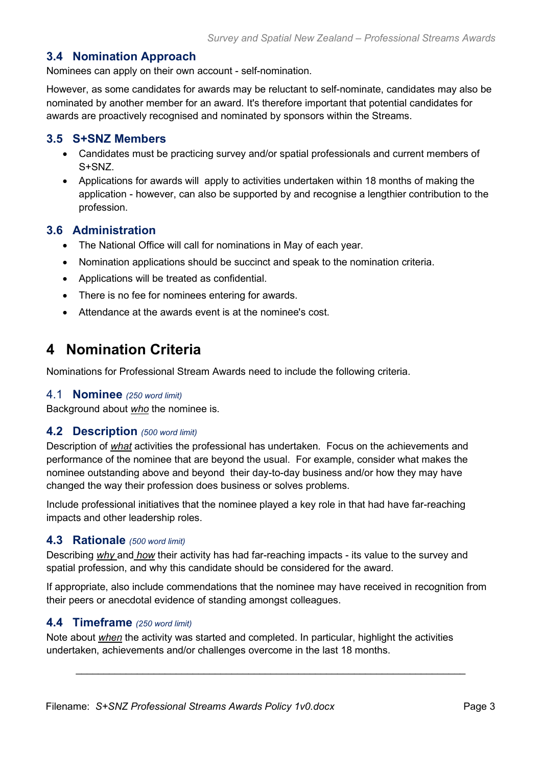### 3.4 Nomination Approach

Nominees can apply on their own account - self-nomination.

However, as some candidates for awards may be reluctant to self-nominate, candidates may also be nominated by another member for an award. It's therefore important that potential candidates for awards are proactively recognised and nominated by sponsors within the Streams.

### 3.5 S+SNZ Members

- Candidates must be practicing survey and/or spatial professionals and current members of S+SNZ.
- Applications for awards will apply to activities undertaken within 18 months of making the application - however, can also be supported by and recognise a lengthier contribution to the profession.

### 3.6 Administration

- The National Office will call for nominations in May of each year.
- Nomination applications should be succinct and speak to the nomination criteria.
- Applications will be treated as confidential.
- There is no fee for nominees entering for awards.
- Attendance at the awards event is at the nominee's cost.

## 4 Nomination Criteria

Nominations for Professional Stream Awards need to include the following criteria.

### 4.1 Nominee *(250 word limit)*

Background about ***who*** the nominee is.

### 4.2 Description *(500 word limit)*

Description of ***what*** activities the professional has undertaken. Focus on the achievements and performance of the nominee that are beyond the usual. For example, consider what makes the nominee outstanding above and beyond their day-to-day business and/or how they may have changed the way their profession does business or solves problems.

Include professional initiatives that the nominee played a key role in that had have far-reaching impacts and other leadership roles.

### 4.3 Rationale *(500 word limit)*

Describing ***why*** and ***how*** their activity has had far-reaching impacts - its value to the survey and spatial profession, and why this candidate should be considered for the award.

If appropriate, also include commendations that the nominee may have received in recognition from their peers or anecdotal evidence of standing amongst colleagues.

### 4.4 Timeframe *(250 word limit)*

Note about ***when*** the activity was started and completed. In particular, highlight the activities undertaken, achievements and/or challenges overcome in the last 18 months.

---